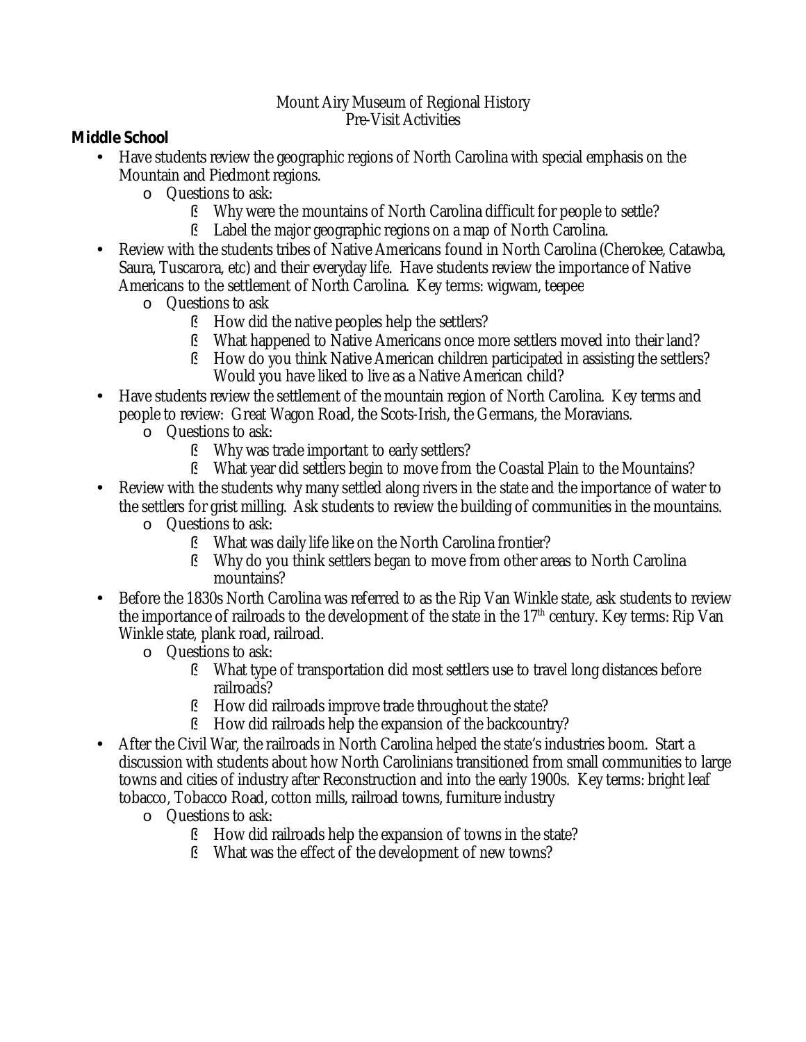Mount Airy Museum of Regional History
Pre-Visit Activities

**Middle School**

- Have students review the geographic regions of North Carolina with special emphasis on the Mountain and Piedmont regions.
  - Questions to ask:
    - Why were the mountains of North Carolina difficult for people to settle?
    - Label the major geographic regions on a map of North Carolina.
- Review with the students tribes of Native Americans found in North Carolina (Cherokee, Catawba, Saura, Tuscarora, etc) and their everyday life. Have students review the importance of Native Americans to the settlement of North Carolina. Key terms: wigwam, teepee
  - Questions to ask
    - How did the native peoples help the settlers?
    - What happened to Native Americans once more settlers moved into their land?
    - How do you think Native American children participated in assisting the settlers? Would you have liked to live as a Native American child?
- Have students review the settlement of the mountain region of North Carolina. Key terms and people to review: Great Wagon Road, the Scots-Irish, the Germans, the Moravians.
  - Questions to ask:
    - Why was trade important to early settlers?
    - What year did settlers begin to move from the Coastal Plain to the Mountains?
- Review with the students why many settled along rivers in the state and the importance of water to the settlers for grist milling. Ask students to review the building of communities in the mountains.
  - Questions to ask:
    - What was daily life like on the North Carolina frontier?
    - Why do you think settlers began to move from other areas to North Carolina mountains?
- Before the 1830s North Carolina was referred to as the Rip Van Winkle state, ask students to review the importance of railroads to the development of the state in the 17th century. Key terms: Rip Van Winkle state, plank road, railroad.
  - Questions to ask:
    - What type of transportation did most settlers use to travel long distances before railroads?
    - How did railroads improve trade throughout the state?
    - How did railroads help the expansion of the backcountry?
- After the Civil War, the railroads in North Carolina helped the state's industries boom. Start a discussion with students about how North Carolinians transitioned from small communities to large towns and cities of industry after Reconstruction and into the early 1900s. Key terms: bright leaf tobacco, Tobacco Road, cotton mills, railroad towns, furniture industry
  - Questions to ask:
    - How did railroads help the expansion of towns in the state?
    - What was the effect of the development of new towns?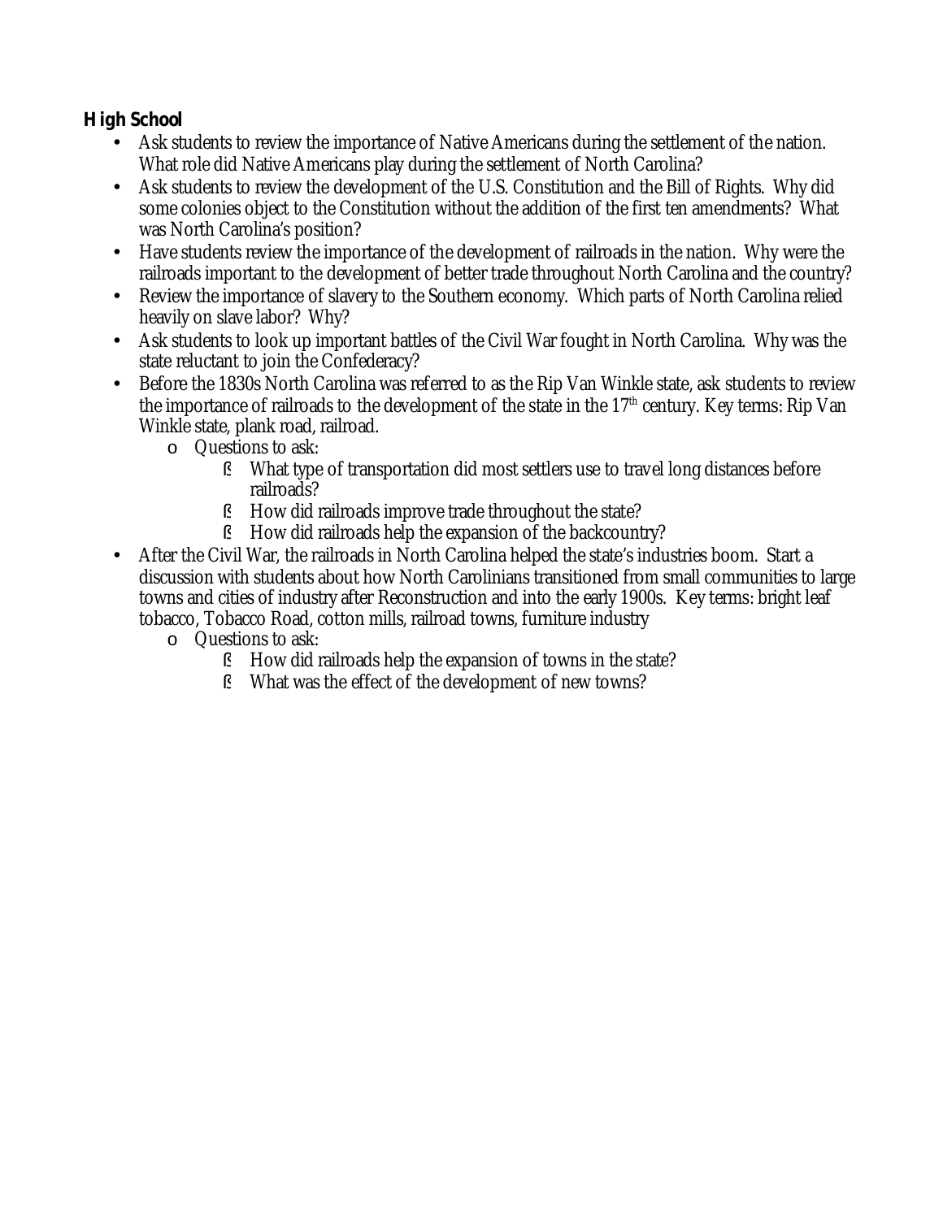**High School**

- Ask students to review the importance of Native Americans during the settlement of the nation. What role did Native Americans play during the settlement of North Carolina?
- Ask students to review the development of the U.S. Constitution and the Bill of Rights. Why did some colonies object to the Constitution without the addition of the first ten amendments? What was North Carolina's position?
- Have students review the importance of the development of railroads in the nation. Why were the railroads important to the development of better trade throughout North Carolina and the country?
- Review the importance of slavery to the Southern economy. Which parts of North Carolina relied heavily on slave labor? Why?
- Ask students to look up important battles of the Civil War fought in North Carolina. Why was the state reluctant to join the Confederacy?
- Before the 1830s North Carolina was referred to as the Rip Van Winkle state, ask students to review the importance of railroads to the development of the state in the 17th century. Key terms: Rip Van Winkle state, plank road, railroad.
    - Questions to ask:
        - What type of transportation did most settlers use to travel long distances before railroads?
        - How did railroads improve trade throughout the state?
        - How did railroads help the expansion of the backcountry?
- After the Civil War, the railroads in North Carolina helped the state's industries boom. Start a discussion with students about how North Carolinians transitioned from small communities to large towns and cities of industry after Reconstruction and into the early 1900s. Key terms: bright leaf tobacco, Tobacco Road, cotton mills, railroad towns, furniture industry
    - Questions to ask:
        - How did railroads help the expansion of towns in the state?
        - What was the effect of the development of new towns?